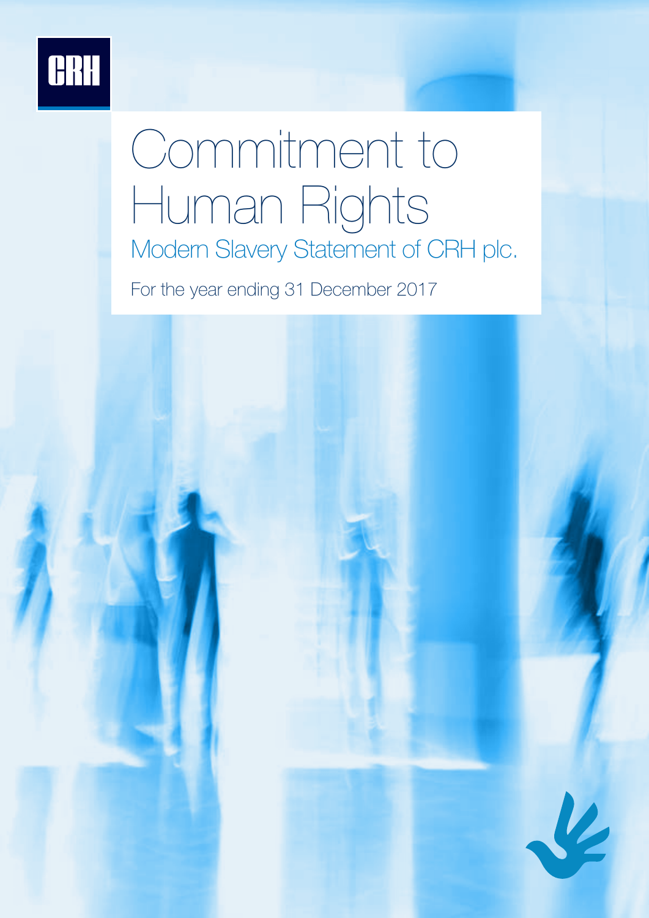CRH

# Commitment to Human Rights

## Modern Slavery Statement of CRH plc.

For the year ending 31 December 2017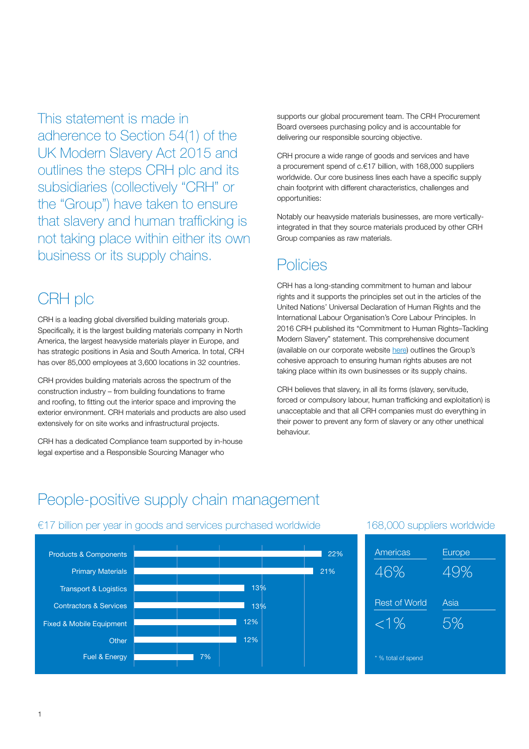This statement is made in adherence to Section 54(1) of the UK Modern Slavery Act 2015 and outlines the steps CRH plc and its subsidiaries (collectively "CRH" or the "Group") have taken to ensure that slavery and human trafficking is not taking place within either its own business or its supply chains.

## CRH plc

CRH is a leading global diversified building materials group. Specifically, it is the largest building materials company in North America, the largest heavyside materials player in Europe, and has strategic positions in Asia and South America. In total, CRH has over 85,000 employees at 3,600 locations in 32 countries.

CRH provides building materials across the spectrum of the construction industry – from building foundations to frame and roofing, to fitting out the interior space and improving the exterior environment. CRH materials and products are also used extensively for on site works and infrastructural projects.

CRH has a dedicated Compliance team supported by in-house legal expertise and a Responsible Sourcing Manager who supports our global procurement team. The CRH Procurement Board oversees purchasing policy and is accountable for delivering our responsible sourcing objective.

CRH procure a wide range of goods and services and have a procurement spend of c.€17 billion, with 168,000 suppliers worldwide. Our core business lines each have a specific supply chain footprint with different characteristics, challenges and opportunities:

Notably our heavyside materials businesses, are more vertically-integrated in that they source materials produced by other CRH Group companies as raw materials.

## Policies

CRH has a long-standing commitment to human and labour rights and it supports the principles set out in the articles of the United Nations' Universal Declaration of Human Rights and the International Labour Organisation's Core Labour Principles. In 2016 CRH published its "Commitment to Human Rights–Tackling Modern Slavery" statement. This comprehensive document (available on our corporate website here) outlines the Group's cohesive approach to ensuring human rights abuses are not taking place within its own businesses or its supply chains.

CRH believes that slavery, in all its forms (slavery, servitude, forced or compulsory labour, human trafficking and exploitation) is unacceptable and that all CRH companies must do everything in their power to prevent any form of slavery or any other unethical behaviour.

## People-positive supply chain management

### €17 billion per year in goods and services purchased worldwide

| Category | % |
|---|---|
| Products & Components | 22% |
| Primary Materials | 21% |
| Transport & Logistics | 13% |
| Contractors & Services | 13% |
| Fixed & Mobile Equipment | 12% |
| Other | 12% |
| Fuel & Energy | 7% |

### 168,000 suppliers worldwide

| Region | % |
|---|---|
| Americas | 46% |
| Europe | 49% |
| Rest of World | <1% |
| Asia | 5% |

* % total of spend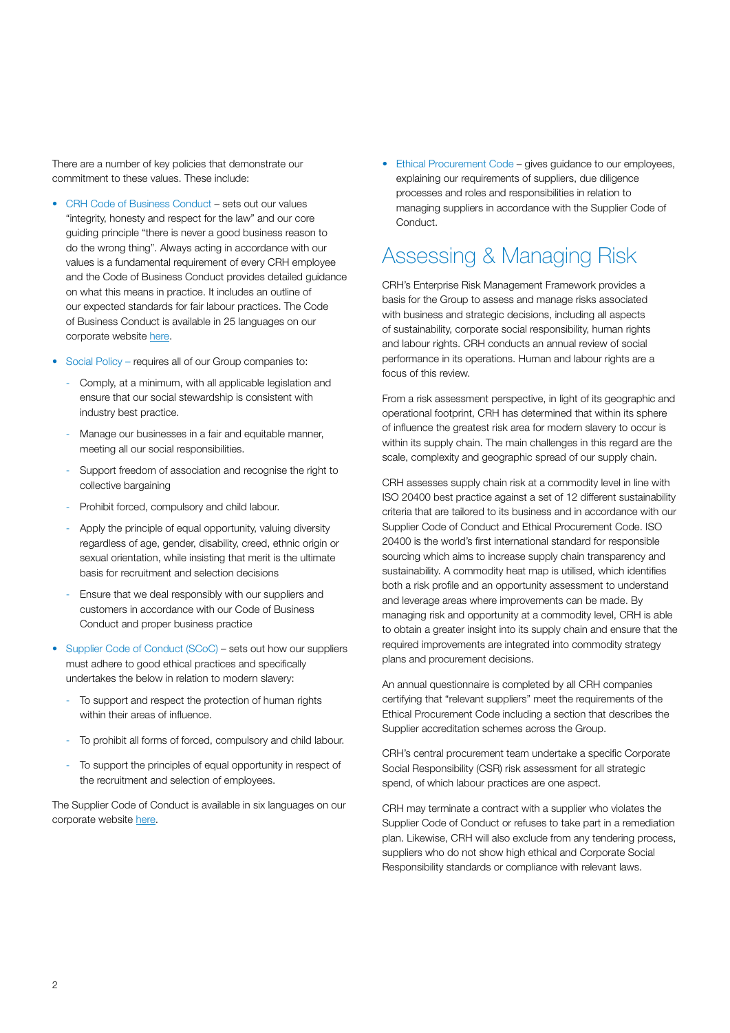There are a number of key policies that demonstrate our commitment to these values. These include:

- CRH Code of Business Conduct – sets out our values "integrity, honesty and respect for the law" and our core guiding principle "there is never a good business reason to do the wrong thing". Always acting in accordance with our values is a fundamental requirement of every CRH employee and the Code of Business Conduct provides detailed guidance on what this means in practice. It includes an outline of our expected standards for fair labour practices. The Code of Business Conduct is available in 25 languages on our corporate website here.
- Social Policy – requires all of our Group companies to:
  - Comply, at a minimum, with all applicable legislation and ensure that our social stewardship is consistent with industry best practice.
  - Manage our businesses in a fair and equitable manner, meeting all our social responsibilities.
  - Support freedom of association and recognise the right to collective bargaining
  - Prohibit forced, compulsory and child labour.
  - Apply the principle of equal opportunity, valuing diversity regardless of age, gender, disability, creed, ethnic origin or sexual orientation, while insisting that merit is the ultimate basis for recruitment and selection decisions
  - Ensure that we deal responsibly with our suppliers and customers in accordance with our Code of Business Conduct and proper business practice
- Supplier Code of Conduct (SCoC) – sets out how our suppliers must adhere to good ethical practices and specifically undertakes the below in relation to modern slavery:
  - To support and respect the protection of human rights within their areas of influence.
  - To prohibit all forms of forced, compulsory and child labour.
  - To support the principles of equal opportunity in respect of the recruitment and selection of employees.

The Supplier Code of Conduct is available in six languages on our corporate website here.

- Ethical Procurement Code – gives guidance to our employees, explaining our requirements of suppliers, due diligence processes and roles and responsibilities in relation to managing suppliers in accordance with the Supplier Code of Conduct.

## Assessing & Managing Risk

CRH's Enterprise Risk Management Framework provides a basis for the Group to assess and manage risks associated with business and strategic decisions, including all aspects of sustainability, corporate social responsibility, human rights and labour rights. CRH conducts an annual review of social performance in its operations. Human and labour rights are a focus of this review.

From a risk assessment perspective, in light of its geographic and operational footprint, CRH has determined that within its sphere of influence the greatest risk area for modern slavery to occur is within its supply chain. The main challenges in this regard are the scale, complexity and geographic spread of our supply chain.

CRH assesses supply chain risk at a commodity level in line with ISO 20400 best practice against a set of 12 different sustainability criteria that are tailored to its business and in accordance with our Supplier Code of Conduct and Ethical Procurement Code. ISO 20400 is the world's first international standard for responsible sourcing which aims to increase supply chain transparency and sustainability. A commodity heat map is utilised, which identifies both a risk profile and an opportunity assessment to understand and leverage areas where improvements can be made. By managing risk and opportunity at a commodity level, CRH is able to obtain a greater insight into its supply chain and ensure that the required improvements are integrated into commodity strategy plans and procurement decisions.

An annual questionnaire is completed by all CRH companies certifying that "relevant suppliers" meet the requirements of the Ethical Procurement Code including a section that describes the Supplier accreditation schemes across the Group.

CRH's central procurement team undertake a specific Corporate Social Responsibility (CSR) risk assessment for all strategic spend, of which labour practices are one aspect.

CRH may terminate a contract with a supplier who violates the Supplier Code of Conduct or refuses to take part in a remediation plan. Likewise, CRH will also exclude from any tendering process, suppliers who do not show high ethical and Corporate Social Responsibility standards or compliance with relevant laws.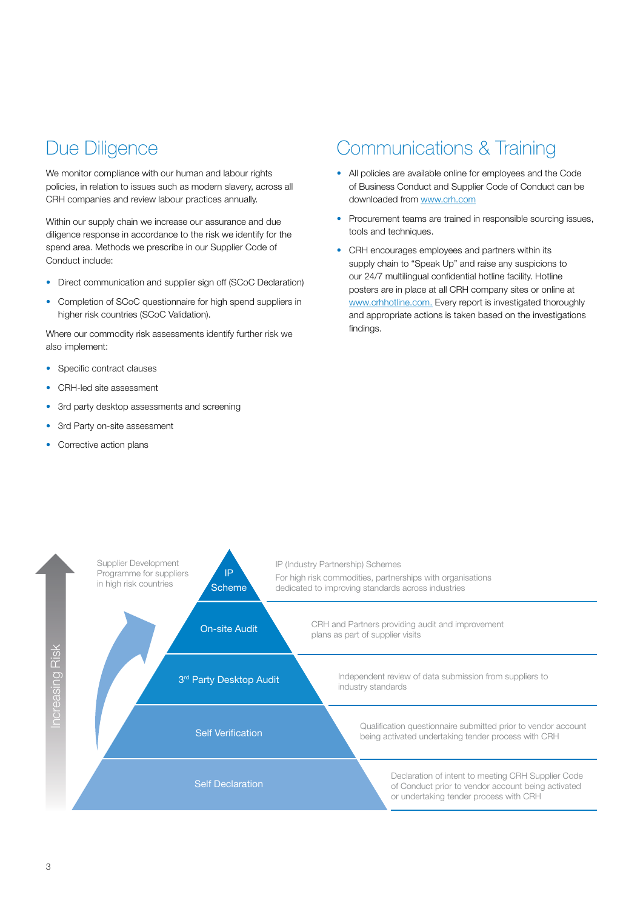## Due Diligence

We monitor compliance with our human and labour rights policies, in relation to issues such as modern slavery, across all CRH companies and review labour practices annually.

Within our supply chain we increase our assurance and due diligence response in accordance to the risk we identify for the spend area. Methods we prescribe in our Supplier Code of Conduct include:

- Direct communication and supplier sign off (SCoC Declaration)
- Completion of SCoC questionnaire for high spend suppliers in higher risk countries (SCoC Validation).

Where our commodity risk assessments identify further risk we also implement:

- Specific contract clauses
- CRH-led site assessment
- 3rd party desktop assessments and screening
- 3rd Party on-site assessment
- Corrective action plans

## Communications & Training

- All policies are available online for employees and the Code of Business Conduct and Supplier Code of Conduct can be downloaded from www.crh.com
- Procurement teams are trained in responsible sourcing issues, tools and techniques.
- CRH encourages employees and partners within its supply chain to "Speak Up" and raise any suspicions to our 24/7 multilingual confidential hotline facility. Hotline posters are in place at all CRH company sites or online at www.crhhotline.com. Every report is investigated thoroughly and appropriate actions is taken based on the investigations findings.

Increasing Risk

Supplier Development Programme for suppliers in high risk countries

| Level | Description |
|---|---|
| IP Scheme | IP (Industry Partnership) Schemes<br>For high risk commodities, partnerships with organisations dedicated to improving standards across industries |
| On-site Audit | CRH and Partners providing audit and improvement plans as part of supplier visits |
| 3rd Party Desktop Audit | Independent review of data submission from suppliers to industry standards |
| Self Verification | Qualification questionnaire submitted prior to vendor account being activated undertaking tender process with CRH |
| Self Declaration | Declaration of intent to meeting CRH Supplier Code of Conduct prior to vendor account being activated or undertaking tender process with CRH |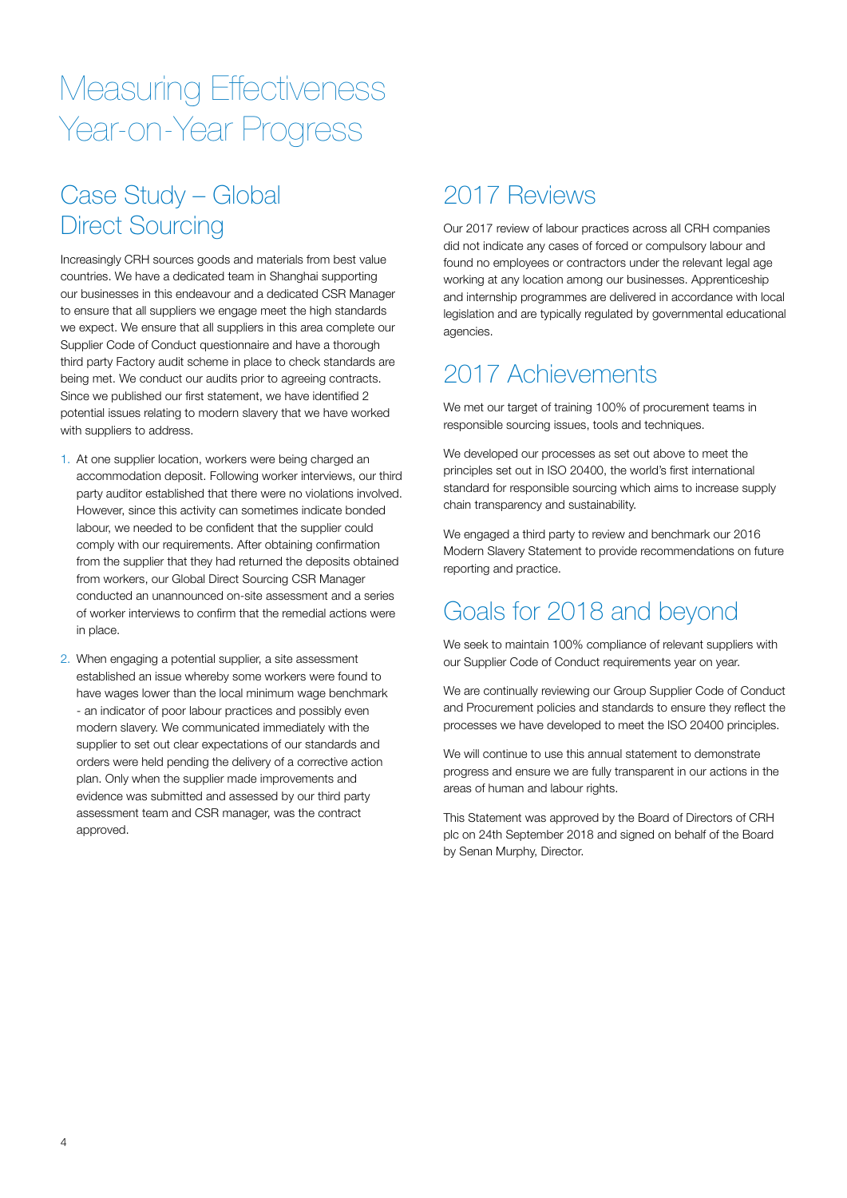# Measuring Effectiveness Year-on-Year Progress

## Case Study – Global Direct Sourcing

Increasingly CRH sources goods and materials from best value countries. We have a dedicated team in Shanghai supporting our businesses in this endeavour and a dedicated CSR Manager to ensure that all suppliers we engage meet the high standards we expect. We ensure that all suppliers in this area complete our Supplier Code of Conduct questionnaire and have a thorough third party Factory audit scheme in place to check standards are being met. We conduct our audits prior to agreeing contracts. Since we published our first statement, we have identified 2 potential issues relating to modern slavery that we have worked with suppliers to address.

1. At one supplier location, workers were being charged an accommodation deposit. Following worker interviews, our third party auditor established that there were no violations involved. However, since this activity can sometimes indicate bonded labour, we needed to be confident that the supplier could comply with our requirements. After obtaining confirmation from the supplier that they had returned the deposits obtained from workers, our Global Direct Sourcing CSR Manager conducted an unannounced on-site assessment and a series of worker interviews to confirm that the remedial actions were in place.
2. When engaging a potential supplier, a site assessment established an issue whereby some workers were found to have wages lower than the local minimum wage benchmark - an indicator of poor labour practices and possibly even modern slavery. We communicated immediately with the supplier to set out clear expectations of our standards and orders were held pending the delivery of a corrective action plan. Only when the supplier made improvements and evidence was submitted and assessed by our third party assessment team and CSR manager, was the contract approved.

## 2017 Reviews

Our 2017 review of labour practices across all CRH companies did not indicate any cases of forced or compulsory labour and found no employees or contractors under the relevant legal age working at any location among our businesses. Apprenticeship and internship programmes are delivered in accordance with local legislation and are typically regulated by governmental educational agencies.

## 2017 Achievements

We met our target of training 100% of procurement teams in responsible sourcing issues, tools and techniques.

We developed our processes as set out above to meet the principles set out in ISO 20400, the world's first international standard for responsible sourcing which aims to increase supply chain transparency and sustainability.

We engaged a third party to review and benchmark our 2016 Modern Slavery Statement to provide recommendations on future reporting and practice.

## Goals for 2018 and beyond

We seek to maintain 100% compliance of relevant suppliers with our Supplier Code of Conduct requirements year on year.

We are continually reviewing our Group Supplier Code of Conduct and Procurement policies and standards to ensure they reflect the processes we have developed to meet the ISO 20400 principles.

We will continue to use this annual statement to demonstrate progress and ensure we are fully transparent in our actions in the areas of human and labour rights.

This Statement was approved by the Board of Directors of CRH plc on 24th September 2018 and signed on behalf of the Board by Senan Murphy, Director.